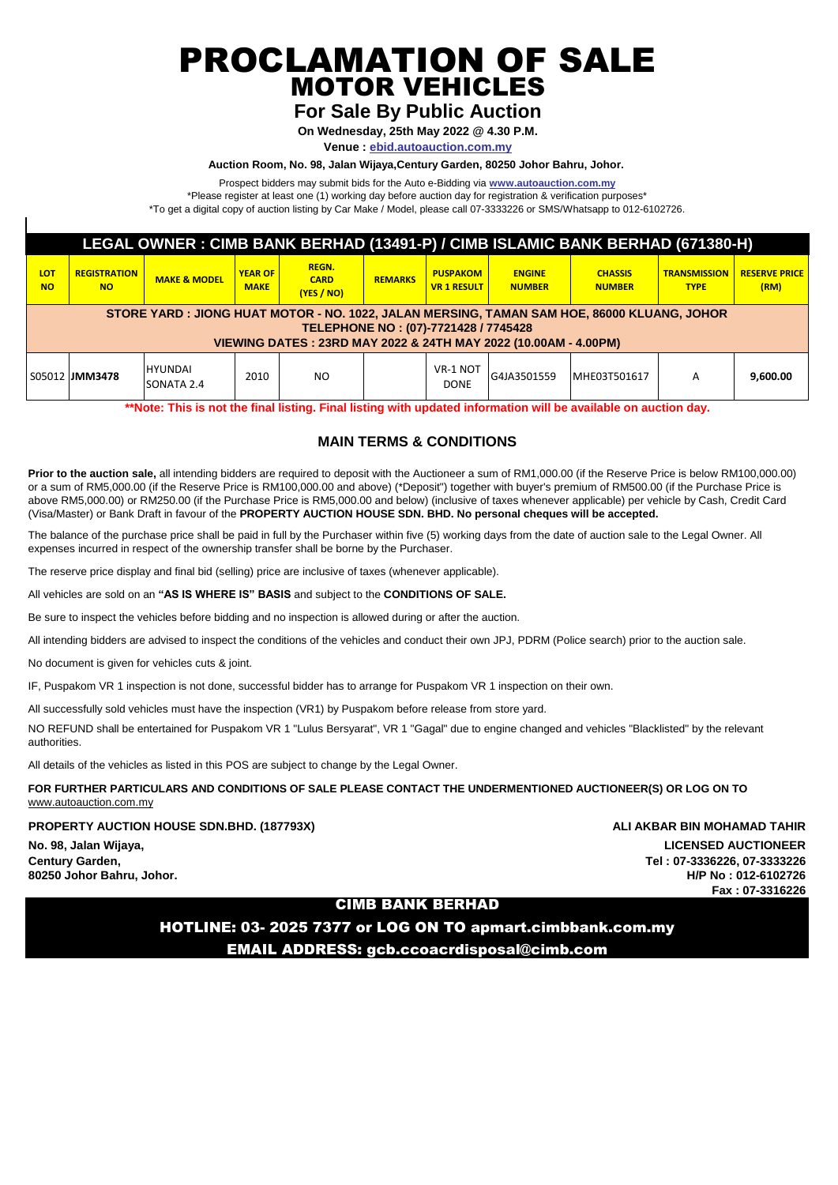# PROCLAMATION OF SALE

## MOTOR VEHICLES

### For Sale By Public Auction

**On Wednesday, 25th May 2022 @ 4.30 P.M.**

**Venue : ebid.autoauction.com.my**

**Auction Room, No. 98, Jalan Wijaya,Century Garden, 80250 Johor Bahru, Johor.**

Prospect bidders may submit bids for the Auto e-Bidding via **www.autoauction.com.my**

\*Please register at least one (1) working day before auction day for registration & verification purposes\*

\*To get a digital copy of auction listing by Car Make / Model, please call 07-3333226 or SMS/Whatsapp to 012-6102726.

| LEGAL OWNER : CIMB BANK BERHAD (13491-P) / CIMB ISLAMIC BANK BERHAD (671380-H) | | | | | | | | | | |
|---|---|---|---|---|---|---|---|---|---|---|
| **LOT NO** | **REGISTRATION NO** | **MAKE & MODEL** | **YEAR OF MAKE** | **REGN. CARD (YES / NO)** | **REMARKS** | **PUSPAKOM VR 1 RESULT** | **ENGINE NUMBER** | **CHASSIS NUMBER** | **TRANSMISSION TYPE** | **RESERVE PRICE (RM)** |
| **STORE YARD : JIONG HUAT MOTOR - NO. 1022, JALAN MERSING, TAMAN SAM HOE, 86000 KLUANG, JOHOR TELEPHONE NO : (07)-7721428 / 7745428 VIEWING DATES : 23RD MAY 2022 & 24TH MAY 2022 (10.00AM - 4.00PM)** | | | | | | | | | | |
| S05012 | **JMM3478** | HYUNDAI SONATA 2.4 | 2010 | NO | | VR-1 NOT DONE | G4JA3501559 | MHE03T501617 | A | **9,600.00** |

**\*\*Note: This is not the final listing. Final listing with updated information will be available on auction day.**

## MAIN TERMS & CONDITIONS

**Prior to the auction sale,** all intending bidders are required to deposit with the Auctioneer a sum of RM1,000.00 (if the Reserve Price is below RM100,000.00) or a sum of RM5,000.00 (if the Reserve Price is RM100,000.00 and above) (\*Deposit") together with buyer's premium of RM500.00 (if the Purchase Price is above RM5,000.00) or RM250.00 (if the Purchase Price is RM5,000.00 and below) (inclusive of taxes whenever applicable) per vehicle by Cash, Credit Card (Visa/Master) or Bank Draft in favour of the **PROPERTY AUCTION HOUSE SDN. BHD. No personal cheques will be accepted.**

The balance of the purchase price shall be paid in full by the Purchaser within five (5) working days from the date of auction sale to the Legal Owner. All expenses incurred in respect of the ownership transfer shall be borne by the Purchaser.

The reserve price display and final bid (selling) price are inclusive of taxes (whenever applicable).

All vehicles are sold on an **"AS IS WHERE IS" BASIS** and subject to the **CONDITIONS OF SALE.**

Be sure to inspect the vehicles before bidding and no inspection is allowed during or after the auction.

All intending bidders are advised to inspect the conditions of the vehicles and conduct their own JPJ, PDRM (Police search) prior to the auction sale.

No document is given for vehicles cuts & joint.

IF, Puspakom VR 1 inspection is not done, successful bidder has to arrange for Puspakom VR 1 inspection on their own.

All successfully sold vehicles must have the inspection (VR1) by Puspakom before release from store yard.

NO REFUND shall be entertained for Puspakom VR 1 "Lulus Bersyarat", VR 1 "Gagal" due to engine changed and vehicles "Blacklisted" by the relevant authorities.

All details of the vehicles as listed in this POS are subject to change by the Legal Owner.

**FOR FURTHER PARTICULARS AND CONDITIONS OF SALE PLEASE CONTACT THE UNDERMENTIONED AUCTIONEER(S) OR LOG ON TO** www.autoauction.com.my

**PROPERTY AUCTION HOUSE SDN.BHD. (187793X)**

**No. 98, Jalan Wijaya,**
**Century Garden,**
**80250 Johor Bahru, Johor.**

**ALI AKBAR BIN MOHAMAD TAHIR**

**LICENSED AUCTIONEER**
**Tel : 07-3336226, 07-3333226**
**H/P No : 012-6102726**
**Fax : 07-3316226**

**CIMB BANK BERHAD**

**HOTLINE: 03- 2025 7377 or LOG ON TO apmart.cimbbank.com.my**

**EMAIL ADDRESS: gcb.ccoacrdisposal@cimb.com**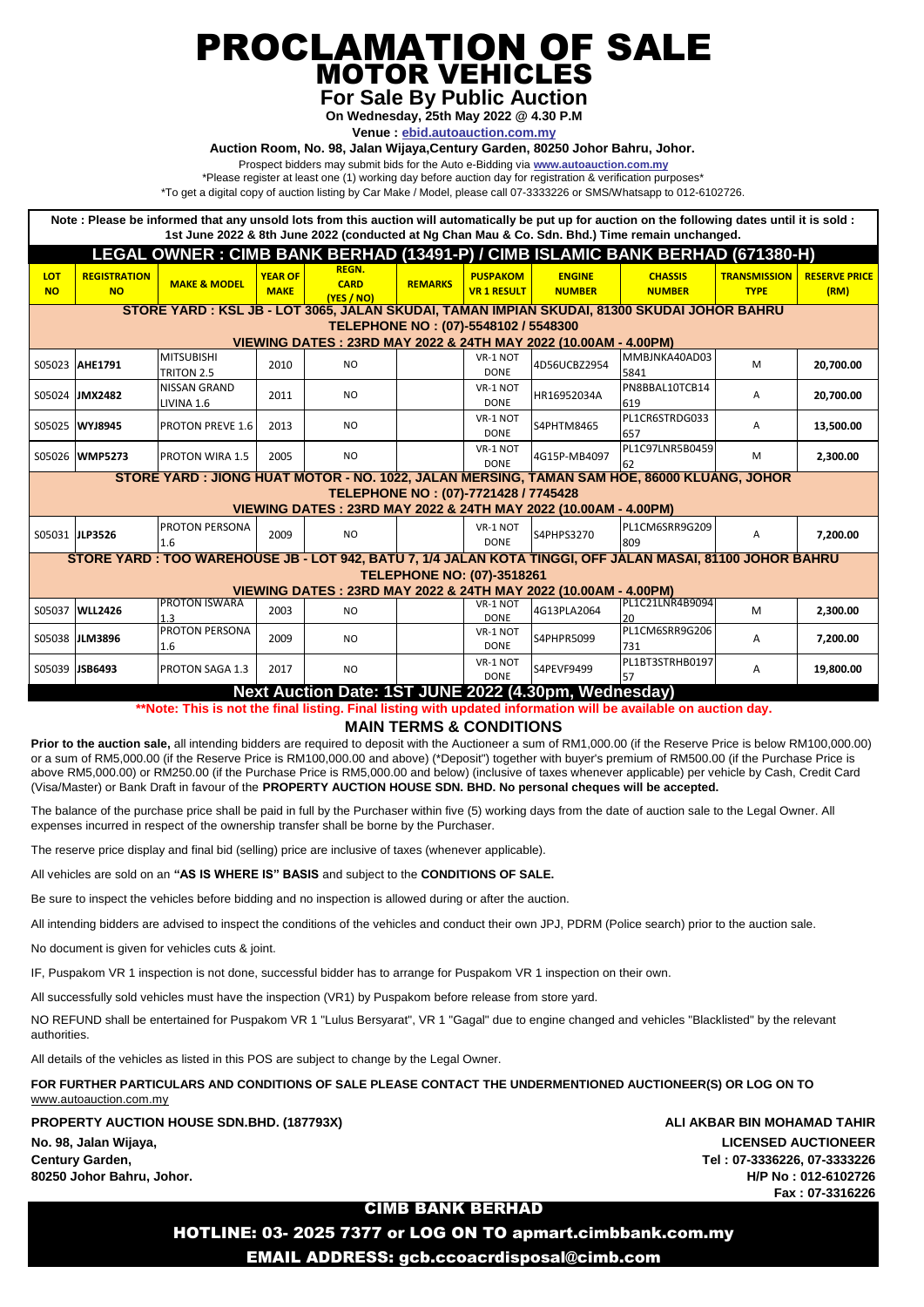# PROCLAMATION OF SALE
## MOTOR VEHICLES
### For Sale By Public Auction

**On Wednesday, 25th May 2022 @ 4.30 P.M**

**Venue : ebid.autoauction.com.my**

**Auction Room, No. 98, Jalan Wijaya,Century Garden, 80250 Johor Bahru, Johor.**

Prospect bidders may submit bids for the Auto e-Bidding via **www.autoauction.com.my**

*Please register at least one (1) working day before auction day for registration & verification purposes*

*To get a digital copy of auction listing by Car Make / Model, please call 07-3333226 or SMS/Whatsapp to 012-6102726.

**Note : Please be informed that any unsold lots from this auction will automatically be put up for auction on the following dates until it is sold : 1st June 2022 & 8th June 2022 (conducted at Ng Chan Mau & Co. Sdn. Bhd.) Time remain unchanged.**

**LEGAL OWNER : CIMB BANK BERHAD (13491-P) / CIMB ISLAMIC BANK BERHAD (671380-H)**

| LOT NO | REGISTRATION NO | MAKE & MODEL | YEAR OF MAKE | REGN. CARD (YES / NO) | REMARKS | PUSPAKOM VR 1 RESULT | ENGINE NUMBER | CHASSIS NUMBER | TRANSMISSION TYPE | RESERVE PRICE (RM) |
|---|---|---|---|---|---|---|---|---|---|---|
| **STORE YARD : KSL JB - LOT 3065, JALAN SKUDAI, TAMAN IMPIAN SKUDAI, 81300 SKUDAI JOHOR BAHRU TELEPHONE NO : (07)-5548102 / 5548300 VIEWING DATES : 23RD MAY 2022 & 24TH MAY 2022 (10.00AM - 4.00PM)** | | | | | | | | | | |
| S05023 | **AHE1791** | MITSUBISHI TRITON 2.5 | 2010 | NO | | VR-1 NOT DONE | 4D56UCBZ2954 | MMBJNKA40AD035841 | M | **20,700.00** |
| S05024 | **JMX2482** | NISSAN GRAND LIVINA 1.6 | 2011 | NO | | VR-1 NOT DONE | HR16952034A | PN8BBAL10TCB14619 | A | **20,700.00** |
| S05025 | **WYJ8945** | PROTON PREVE 1.6 | 2013 | NO | | VR-1 NOT DONE | S4PHTM8465 | PL1CR6STRDG033657 | A | **13,500.00** |
| S05026 | **WMP5273** | PROTON WIRA 1.5 | 2005 | NO | | VR-1 NOT DONE | 4G15P-MB4097 | PL1C97LNR5B045962 | M | **2,300.00** |
| **STORE YARD : JIONG HUAT MOTOR - NO. 1022, JALAN MERSING, TAMAN SAM HOE, 86000 KLUANG, JOHOR TELEPHONE NO : (07)-7721428 / 7745428 VIEWING DATES : 23RD MAY 2022 & 24TH MAY 2022 (10.00AM - 4.00PM)** | | | | | | | | | | |
| S05031 | **JLP3526** | PROTON PERSONA 1.6 | 2009 | NO | | VR-1 NOT DONE | S4PHPS3270 | PL1CM6SRR9G209809 | A | **7,200.00** |
| **STORE YARD : TOO WAREHOUSE JB - LOT 942, BATU 7, 1/4 JALAN KOTA TINGGI, OFF JALAN MASAI, 81100 JOHOR BAHRU TELEPHONE NO: (07)-3518261 VIEWING DATES : 23RD MAY 2022 & 24TH MAY 2022 (10.00AM - 4.00PM)** | | | | | | | | | | |
| S05037 | **WLL2426** | PROTON ISWARA 1.3 | 2003 | NO | | VR-1 NOT DONE | 4G13PLA2064 | PL1C21LNR4B909420 | M | **2,300.00** |
| S05038 | **JLM3896** | PROTON PERSONA 1.6 | 2009 | NO | | VR-1 NOT DONE | S4PHPR5099 | PL1CM6SRR9G206731 | A | **7,200.00** |
| S05039 | **JSB6493** | PROTON SAGA 1.3 | 2017 | NO | | VR-1 NOT DONE | S4PEVF9499 | PL1BT3STRHB019757 | A | **19,800.00** |

**Next Auction Date: 1ST JUNE 2022 (4.30pm, Wednesday)**

****Note: This is not the final listing. Final listing with updated information will be available on auction day.**

## MAIN TERMS & CONDITIONS

**Prior to the auction sale,** all intending bidders are required to deposit with the Auctioneer a sum of RM1,000.00 (if the Reserve Price is below RM100,000.00) or a sum of RM5,000.00 (if the Reserve Price is RM100,000.00 and above) (*Deposit") together with buyer's premium of RM500.00 (if the Purchase Price is above RM5,000.00) or RM250.00 (if the Purchase Price is RM5,000.00 and below) (inclusive of taxes whenever applicable) per vehicle by Cash, Credit Card (Visa/Master) or Bank Draft in favour of the **PROPERTY AUCTION HOUSE SDN. BHD. No personal cheques will be accepted.**

The balance of the purchase price shall be paid in full by the Purchaser within five (5) working days from the date of auction sale to the Legal Owner. All expenses incurred in respect of the ownership transfer shall be borne by the Purchaser.

The reserve price display and final bid (selling) price are inclusive of taxes (whenever applicable).

All vehicles are sold on an **"AS IS WHERE IS" BASIS** and subject to the **CONDITIONS OF SALE.**

Be sure to inspect the vehicles before bidding and no inspection is allowed during or after the auction.

All intending bidders are advised to inspect the conditions of the vehicles and conduct their own JPJ, PDRM (Police search) prior to the auction sale.

No document is given for vehicles cuts & joint.

IF, Puspakom VR 1 inspection is not done, successful bidder has to arrange for Puspakom VR 1 inspection on their own.

All successfully sold vehicles must have the inspection (VR1) by Puspakom before release from store yard.

NO REFUND shall be entertained for Puspakom VR 1 "Lulus Bersyarat", VR 1 "Gagal" due to engine changed and vehicles "Blacklisted" by the relevant authorities.

All details of the vehicles as listed in this POS are subject to change by the Legal Owner.

**FOR FURTHER PARTICULARS AND CONDITIONS OF SALE PLEASE CONTACT THE UNDERMENTIONED AUCTIONEER(S) OR LOG ON TO** www.autoauction.com.my

**PROPERTY AUCTION HOUSE SDN.BHD. (187793X)**
**No. 98, Jalan Wijaya,**
**Century Garden,**
**80250 Johor Bahru, Johor.**

**ALI AKBAR BIN MOHAMAD TAHIR**
**LICENSED AUCTIONEER**
**Tel : 07-3336226, 07-3333226**
**H/P No : 012-6102726**
**Fax : 07-3316226**

**CIMB BANK BERHAD**

**HOTLINE: 03- 2025 7377 or LOG ON TO apmart.cimbbank.com.my**

**EMAIL ADDRESS: gcb.ccoacrdisposal@cimb.com**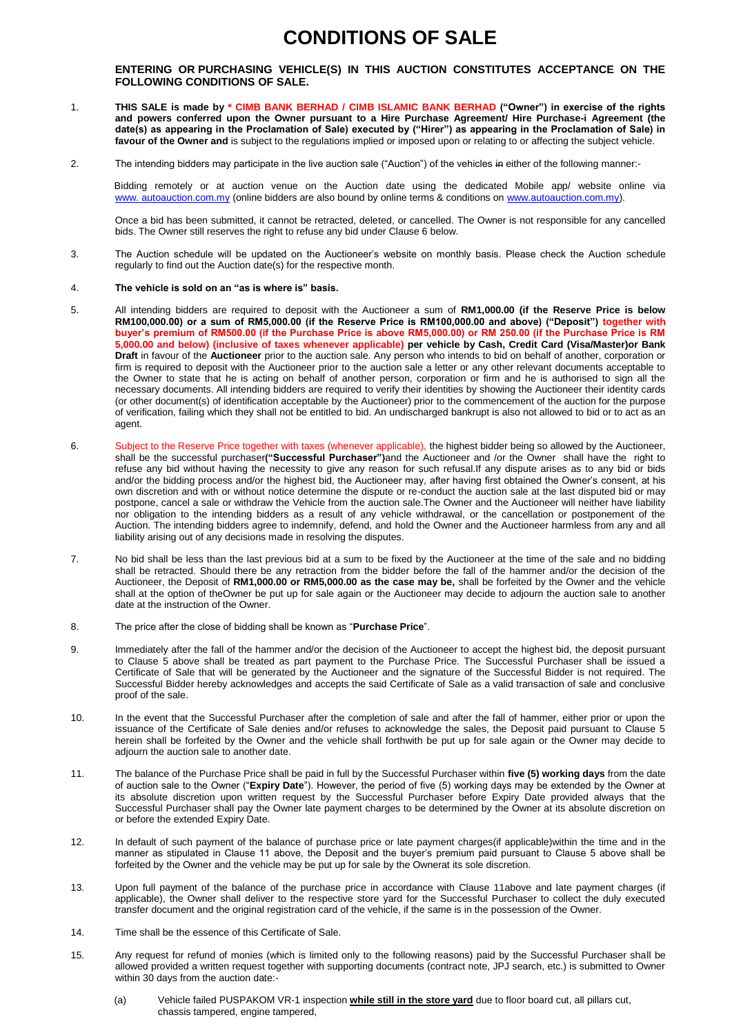# CONDITIONS OF SALE

**ENTERING OR PURCHASING VEHICLE(S) IN THIS AUCTION CONSTITUTES ACCEPTANCE ON THE FOLLOWING CONDITIONS OF SALE.**

1. **THIS SALE is made by * CIMB BANK BERHAD / CIMB ISLAMIC BANK BERHAD ("Owner") in exercise of the rights and powers conferred upon the Owner pursuant to a Hire Purchase Agreement/ Hire Purchase-i Agreement (the date(s) as appearing in the Proclamation of Sale) executed by ("Hirer") as appearing in the Proclamation of Sale) in favour of the Owner and** is subject to the regulations implied or imposed upon or relating to or affecting the subject vehicle.

2. The intending bidders may participate in the live auction sale ("Auction") of the vehicles ~~in~~ either of the following manner:-

   Bidding remotely or at auction venue on the Auction date using the dedicated Mobile app/ website online via www. autoauction.com.my (online bidders are also bound by online terms & conditions on www.autoauction.com.my).

   Once a bid has been submitted, it cannot be retracted, deleted, or cancelled. The Owner is not responsible for any cancelled bids. The Owner still reserves the right to refuse any bid under Clause 6 below.

3. The Auction schedule will be updated on the Auctioneer's website on monthly basis. Please check the Auction schedule regularly to find out the Auction date(s) for the respective month.

4. **The vehicle is sold on an "as is where is" basis.**

5. All intending bidders are required to deposit with the Auctioneer a sum of **RM1,000.00 (if the Reserve Price is below RM100,000.00) or a sum of RM5,000.00 (if the Reserve Price is RM100,000.00 and above) ("Deposit") together with buyer's premium of RM500.00 (if the Purchase Price is above RM5,000.00) or RM 250.00 (if the Purchase Price is RM 5,000.00 and below) (inclusive of taxes whenever applicable) per vehicle by Cash, Credit Card (Visa/Master)or Bank Draft** in favour of the **Auctioneer** prior to the auction sale. Any person who intends to bid on behalf of another, corporation or firm is required to deposit with the Auctioneer prior to the auction sale a letter or any other relevant documents acceptable to the Owner to state that he is acting on behalf of another person, corporation or firm and he is authorised to sign all the necessary documents. All intending bidders are required to verify their identities by showing the Auctioneer their identity cards (or other document(s) of identification acceptable by the Auctioneer) prior to the commencement of the auction for the purpose of verification, failing which they shall not be entitled to bid. An undischarged bankrupt is also not allowed to bid or to act as an agent.

6. Subject to the Reserve Price together with taxes (whenever applicable), the highest bidder being so allowed by the Auctioneer, shall be the successful purchaser**("Successful Purchaser")**and the Auctioneer and /or the Owner shall have the right to refuse any bid without having the necessity to give any reason for such refusal.If any dispute arises as to any bid or bids and/or the bidding process and/or the highest bid, the Auctioneer may, after having first obtained the Owner's consent, at his own discretion and with or without notice determine the dispute or re-conduct the auction sale at the last disputed bid or may postpone, cancel a sale or withdraw the Vehicle from the auction sale.The Owner and the Auctioneer will neither have liability nor obligation to the intending bidders as a result of any vehicle withdrawal, or the cancellation or postponement of the Auction. The intending bidders agree to indemnify, defend, and hold the Owner and the Auctioneer harmless from any and all liability arising out of any decisions made in resolving the disputes.

7. No bid shall be less than the last previous bid at a sum to be fixed by the Auctioneer at the time of the sale and no bidding shall be retracted. Should there be any retraction from the bidder before the fall of the hammer and/or the decision of the Auctioneer, the Deposit of **RM1,000.00 or RM5,000.00 as the case may be,** shall be forfeited by the Owner and the vehicle shall at the option of theOwner be put up for sale again or the Auctioneer may decide to adjourn the auction sale to another date at the instruction of the Owner.

8. The price after the close of bidding shall be known as "**Purchase Price**".

9. Immediately after the fall of the hammer and/or the decision of the Auctioneer to accept the highest bid, the deposit pursuant to Clause 5 above shall be treated as part payment to the Purchase Price. The Successful Purchaser shall be issued a Certificate of Sale that will be generated by the Auctioneer and the signature of the Successful Bidder is not required. The Successful Bidder hereby acknowledges and accepts the said Certificate of Sale as a valid transaction of sale and conclusive proof of the sale.

10. In the event that the Successful Purchaser after the completion of sale and after the fall of hammer, either prior or upon the issuance of the Certificate of Sale denies and/or refuses to acknowledge the sales, the Deposit paid pursuant to Clause 5 herein shall be forfeited by the Owner and the vehicle shall forthwith be put up for sale again or the Owner may decide to adjourn the auction sale to another date.

11. The balance of the Purchase Price shall be paid in full by the Successful Purchaser within **five (5) working days** from the date of auction sale to the Owner ("**Expiry Date**"). However, the period of five (5) working days may be extended by the Owner at its absolute discretion upon written request by the Successful Purchaser before Expiry Date provided always that the Successful Purchaser shall pay the Owner late payment charges to be determined by the Owner at its absolute discretion on or before the extended Expiry Date.

12. In default of such payment of the balance of purchase price or late payment charges(if applicable)within the time and in the manner as stipulated in Clause 11 above, the Deposit and the buyer's premium paid pursuant to Clause 5 above shall be forfeited by the Owner and the vehicle may be put up for sale by the Ownerat its sole discretion.

13. Upon full payment of the balance of the purchase price in accordance with Clause 11above and late payment charges (if applicable), the Owner shall deliver to the respective store yard for the Successful Purchaser to collect the duly executed transfer document and the original registration card of the vehicle, if the same is in the possession of the Owner.

14. Time shall be the essence of this Certificate of Sale.

15. Any request for refund of monies (which is limited only to the following reasons) paid by the Successful Purchaser shall be allowed provided a written request together with supporting documents (contract note, JPJ search, etc.) is submitted to Owner within 30 days from the auction date:-

    (a) Vehicle failed PUSPAKOM VR-1 inspection **while still in the store yard** due to floor board cut, all pillars cut, chassis tampered, engine tampered,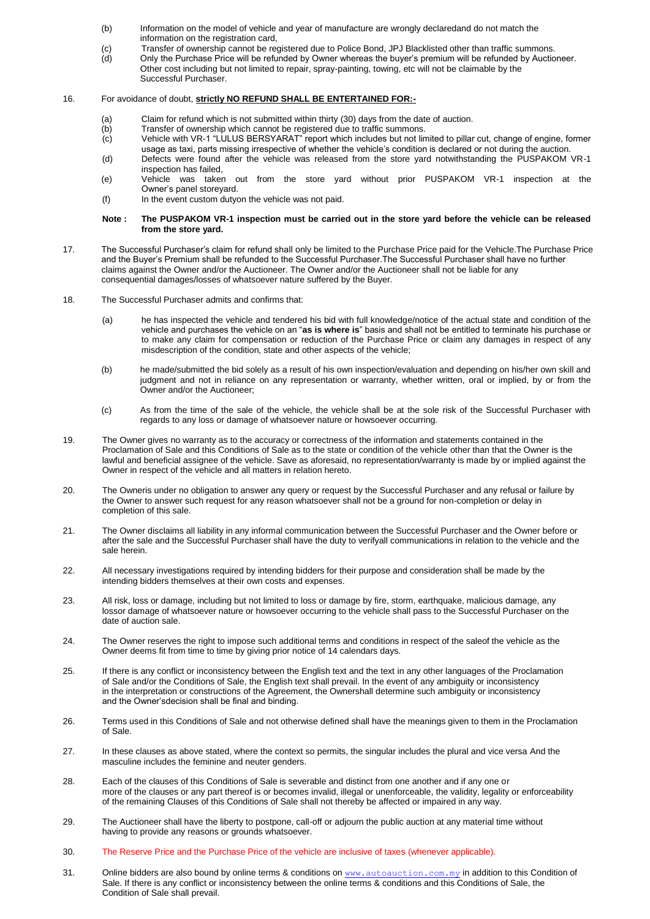(b) Information on the model of vehicle and year of manufacture are wrongly declaredand do not match the information on the registration card,

(c) Transfer of ownership cannot be registered due to Police Bond, JPJ Blacklisted other than traffic summons.

(d) Only the Purchase Price will be refunded by Owner whereas the buyer's premium will be refunded by Auctioneer. Other cost including but not limited to repair, spray-painting, towing, etc will not be claimable by the Successful Purchaser.

16. For avoidance of doubt, **strictly NO REFUND SHALL BE ENTERTAINED FOR:-**

(a) Claim for refund which is not submitted within thirty (30) days from the date of auction.

(b) Transfer of ownership which cannot be registered due to traffic summons.

(c) Vehicle with VR-1 "LULUS BERSYARAT" report which includes but not limited to pillar cut, change of engine, former usage as taxi, parts missing irrespective of whether the vehicle's condition is declared or not during the auction.

(d) Defects were found after the vehicle was released from the store yard notwithstanding the PUSPAKOM VR-1 inspection has failed,

(e) Vehicle was taken out from the store yard without prior PUSPAKOM VR-1 inspection at the Owner's panel storeyard.

(f) In the event custom dutyon the vehicle was not paid.

**Note : The PUSPAKOM VR-1 inspection must be carried out in the store yard before the vehicle can be released from the store yard.**

17. The Successful Purchaser's claim for refund shall only be limited to the Purchase Price paid for the Vehicle.The Purchase Price and the Buyer's Premium shall be refunded to the Successful Purchaser.The Successful Purchaser shall have no further claims against the Owner and/or the Auctioneer. The Owner and/or the Auctioneer shall not be liable for any consequential damages/losses of whatsoever nature suffered by the Buyer.

18. The Successful Purchaser admits and confirms that:

(a) he has inspected the vehicle and tendered his bid with full knowledge/notice of the actual state and condition of the vehicle and purchases the vehicle on an "**as is where is**" basis and shall not be entitled to terminate his purchase or to make any claim for compensation or reduction of the Purchase Price or claim any damages in respect of any misdescription of the condition, state and other aspects of the vehicle;

(b) he made/submitted the bid solely as a result of his own inspection/evaluation and depending on his/her own skill and judgment and not in reliance on any representation or warranty, whether written, oral or implied, by or from the Owner and/or the Auctioneer;

(c) As from the time of the sale of the vehicle, the vehicle shall be at the sole risk of the Successful Purchaser with regards to any loss or damage of whatsoever nature or howsoever occurring.

19. The Owner gives no warranty as to the accuracy or correctness of the information and statements contained in the Proclamation of Sale and this Conditions of Sale as to the state or condition of the vehicle other than that the Owner is the lawful and beneficial assignee of the vehicle. Save as aforesaid, no representation/warranty is made by or implied against the Owner in respect of the vehicle and all matters in relation hereto.

20. The Owneris under no obligation to answer any query or request by the Successful Purchaser and any refusal or failure by the Owner to answer such request for any reason whatsoever shall not be a ground for non-completion or delay in completion of this sale.

21. The Owner disclaims all liability in any informal communication between the Successful Purchaser and the Owner before or after the sale and the Successful Purchaser shall have the duty to verifyall communications in relation to the vehicle and the sale herein.

22. All necessary investigations required by intending bidders for their purpose and consideration shall be made by the intending bidders themselves at their own costs and expenses.

23. All risk, loss or damage, including but not limited to loss or damage by fire, storm, earthquake, malicious damage, any lossor damage of whatsoever nature or howsoever occurring to the vehicle shall pass to the Successful Purchaser on the date of auction sale.

24. The Owner reserves the right to impose such additional terms and conditions in respect of the saleof the vehicle as the Owner deems fit from time to time by giving prior notice of 14 calendars days.

25. If there is any conflict or inconsistency between the English text and the text in any other languages of the Proclamation of Sale and/or the Conditions of Sale, the English text shall prevail. In the event of any ambiguity or inconsistency in the interpretation or constructions of the Agreement, the Ownershall determine such ambiguity or inconsistency and the Owner'sdecision shall be final and binding.

26. Terms used in this Conditions of Sale and not otherwise defined shall have the meanings given to them in the Proclamation of Sale.

27. In these clauses as above stated, where the context so permits, the singular includes the plural and vice versa And the masculine includes the feminine and neuter genders.

28. Each of the clauses of this Conditions of Sale is severable and distinct from one another and if any one or more of the clauses or any part thereof is or becomes invalid, illegal or unenforceable, the validity, legality or enforceability of the remaining Clauses of this Conditions of Sale shall not thereby be affected or impaired in any way.

29. The Auctioneer shall have the liberty to postpone, call-off or adjourn the public auction at any material time without having to provide any reasons or grounds whatsoever.

30. The Reserve Price and the Purchase Price of the vehicle are inclusive of taxes (whenever applicable).

31. Online bidders are also bound by online terms & conditions on www.autoauction.com.my in addition to this Condition of Sale. If there is any conflict or inconsistency between the online terms & conditions and this Conditions of Sale, the Condition of Sale shall prevail.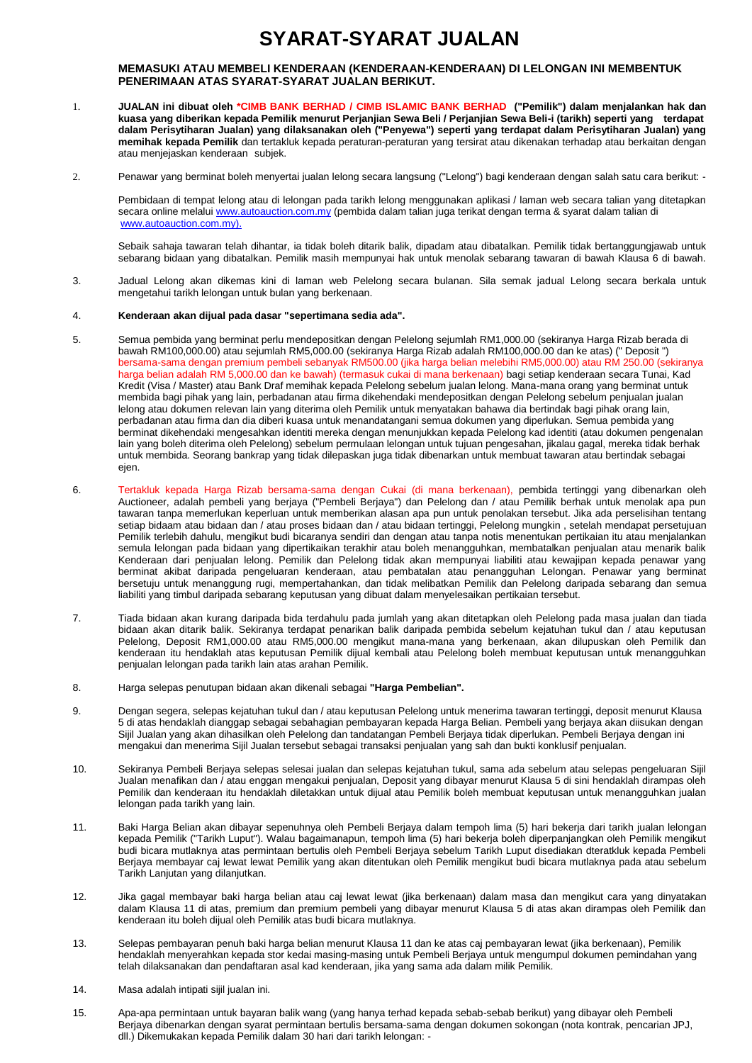# SYARAT-SYARAT JUALAN

**MEMASUKI ATAU MEMBELI KENDERAAN (KENDERAAN-KENDERAAN) DI LELONGAN INI MEMBENTUK PENERIMAAN ATAS SYARAT-SYARAT JUALAN BERIKUT.**

1. **JUALAN ini dibuat oleh *CIMB BANK BERHAD / CIMB ISLAMIC BANK BERHAD ("Pemilik") dalam menjalankan hak dan kuasa yang diberikan kepada Pemilik menurut Perjanjian Sewa Beli / Perjanjian Sewa Beli-i (tarikh) seperti yang terdapat dalam Perisytiharan Jualan) yang dilaksanakan oleh ("Penyewa") seperti yang terdapat dalam Perisytiharan Jualan) yang memihak kepada Pemilik** dan tertakluk kepada peraturan-peraturan yang tersirat atau dikenakan terhadap atau berkaitan dengan atau menjejaskan kenderaan subjek.

2. Penawar yang berminat boleh menyertai jualan lelong secara langsung ("Lelong") bagi kenderaan dengan salah satu cara berikut: -

   Pembidaan di tempat lelong atau di lelongan pada tarikh lelong menggunakan aplikasi / laman web secara talian yang ditetapkan secara online melalui www.autoauction.com.my (pembida dalam talian juga terikat dengan terma & syarat dalam talian di www.autoauction.com.my).

   Sebaik sahaja tawaran telah dihantar, ia tidak boleh ditarik balik, dipadam atau dibatalkan. Pemilik tidak bertanggungjawab untuk sebarang bidaan yang dibatalkan. Pemilik masih mempunyai hak untuk menolak sebarang tawaran di bawah Klausa 6 di bawah.

3. Jadual Lelong akan dikemas kini di laman web Pelelong secara bulanan. Sila semak jadual Lelong secara berkala untuk mengetahui tarikh lelongan untuk bulan yang berkenaan.

4. **Kenderaan akan dijual pada dasar "sepertimana sedia ada".**

5. Semua pembida yang berminat perlu mendepositkan dengan Pelelong sejumlah RM1,000.00 (sekiranya Harga Rizab berada di bawah RM100,000.00) atau sejumlah RM5,000.00 (sekiranya Harga Rizab adalah RM100,000.00 dan ke atas) (" Deposit ") bersama-sama dengan premium pembeli sebanyak RM500.00 (jika harga belian melebihi RM5,000.00) atau RM 250.00 (sekiranya harga belian adalah RM 5,000.00 dan ke bawah) (termasuk cukai di mana berkenaan) bagi setiap kenderaan secara Tunai, Kad Kredit (Visa / Master) atau Bank Draf memihak kepada Pelelong sebelum jualan lelong. Mana-mana orang yang berminat untuk membida bagi pihak yang lain, perbadanan atau firma dikehendaki mendepositkan dengan Pelelong sebelum penjualan jualan lelong atau dokumen relevan lain yang diterima oleh Pemilik untuk menyatakan bahawa dia bertindak bagi pihak orang lain, perbadanan atau firma dan dia diberi kuasa untuk menandatangani semua dokumen yang diperlukan. Semua pembida yang berminat dikehendaki mengesahkan identiti mereka dengan menunjukkan kepada Pelelong kad identiti (atau dokumen pengenalan lain yang boleh diterima oleh Pelelong) sebelum permulaan lelongan untuk tujuan pengesahan, jikalau gagal, mereka tidak berhak untuk membida. Seorang bankrap yang tidak dilepaskan juga tidak dibenarkan untuk membuat tawaran atau bertindak sebagai ejen.

6. Tertakluk kepada Harga Rizab bersama-sama dengan Cukai (di mana berkenaan), pembida tertinggi yang dibenarkan oleh Auctioneer, adalah pembeli yang berjaya ("Pembeli Berjaya") dan Pelelong dan / atau Pemilik berhak untuk menolak apa pun tawaran tanpa memerlukan keperluan untuk memberikan alasan apa pun untuk penolakan tersebut. Jika ada perselisihan tentang setiap bidaam atau bidaan dan / atau proses bidaan dan / atau bidaan tertinggi, Pelelong mungkin , setelah mendapat persetujuan Pemilik terlebih dahulu, mengikut budi bicaranya sendiri dan dengan atau tanpa notis menentukan pertikaian itu atau menjalankan semula lelongan pada bidaan yang dipertikaikan terakhir atau boleh menangguhkan, membatalkan penjualan atau menarik balik Kenderaan dari penjualan lelong. Pemilik dan Pelelong tidak akan mempunyai liabiliti atau kewajipan kepada penawar yang berminat akibat daripada pengeluaran kenderaan, atau pembatalan atau penangguhan Lelongan. Penawar yang berminat bersetuju untuk menanggung rugi, mempertahankan, dan tidak melibatkan Pemilik dan Pelelong daripada sebarang dan semua liabiliti yang timbul daripada sebarang keputusan yang dibuat dalam menyelesaikan pertikaian tersebut.

7. Tiada bidaan akan kurang daripada bida terdahulu pada jumlah yang akan ditetapkan oleh Pelelong pada masa jualan dan tiada bidaan akan ditarik balik. Sekiranya terdapat penarikan balik daripada pembida sebelum kejatuhan tukul dan / atau keputusan Pelelong, Deposit RM1,000.00 atau RM5,000.00 mengikut mana-mana yang berkenaan, akan dilupuskan oleh Pemilik dan kenderaan itu hendaklah atas keputusan Pemilik dijual kembali atau Pelelong boleh membuat keputusan untuk menangguhkan penjualan lelongan pada tarikh lain atas arahan Pemilik.

8. Harga selepas penutupan bidaan akan dikenali sebagai **"Harga Pembelian".**

9. Dengan segera, selepas kejatuhan tukul dan / atau keputusan Pelelong untuk menerima tawaran tertinggi, deposit menurut Klausa 5 di atas hendaklah dianggap sebagai sebahagian pembayaran kepada Harga Belian. Pembeli yang berjaya akan diisukan dengan Sijil Jualan yang akan dihasilkan oleh Pelelong dan tandatangan Pembeli Berjaya tidak diperlukan. Pembeli Berjaya dengan ini mengakui dan menerima Sijil Jualan tersebut sebagai transaksi penjualan yang sah dan bukti konklusif penjualan.

10. Sekiranya Pembeli Berjaya selepas selesai jualan dan selepas kejatuhan tukul, sama ada sebelum atau selepas pengeluaran Sijil Jualan menafikan dan / atau enggan mengakui penjualan, Deposit yang dibayar menurut Klausa 5 di sini hendaklah dirampas oleh Pemilik dan kenderaan itu hendaklah diletakkan untuk dijual atau Pemilik boleh membuat keputusan untuk menangguhkan jualan lelongan pada tarikh yang lain.

11. Baki Harga Belian akan dibayar sepenuhnya oleh Pembeli Berjaya dalam tempoh lima (5) hari bekerja dari tarikh jualan lelongan kepada Pemilik ("Tarikh Luput"). Walau bagaimanapun, tempoh lima (5) hari bekerja boleh diperpanjangkan oleh Pemilik mengikut budi bicara mutlaknya atas permintaan bertulis oleh Pembeli Berjaya sebelum Tarikh Luput disediakan dteratkluk kepada Pembeli Berjaya membayar caj lewat lewat Pemilik yang akan ditentukan oleh Pemilik mengikut budi bicara mutlaknya pada atau sebelum Tarikh Lanjutan yang dilanjutkan.

12. Jika gagal membayar baki harga belian atau caj lewat lewat (jika berkenaan) dalam masa dan mengikut cara yang dinyatakan dalam Klausa 11 di atas, premium dan premium pembeli yang dibayar menurut Klausa 5 di atas akan dirampas oleh Pemilik dan kenderaan itu boleh dijual oleh Pemilik atas budi bicara mutlaknya.

13. Selepas pembayaran penuh baki harga belian menurut Klausa 11 dan ke atas caj pembayaran lewat (jika berkenaan), Pemilik hendaklah menyerahkan kepada stor kedai masing-masing untuk Pembeli Berjaya untuk mengumpul dokumen pemindahan yang telah dilaksanakan dan pendaftaran asal kad kenderaan, jika yang sama ada dalam milik Pemilik.

14. Masa adalah intipati sijil jualan ini.

15. Apa-apa permintaan untuk bayaran balik wang (yang hanya terhad kepada sebab-sebab berikut) yang dibayar oleh Pembeli Berjaya dibenarkan dengan syarat permintaan bertulis bersama-sama dengan dokumen sokongan (nota kontrak, pencarian JPJ, dll.) Dikemukakan kepada Pemilik dalam 30 hari dari tarikh lelongan: -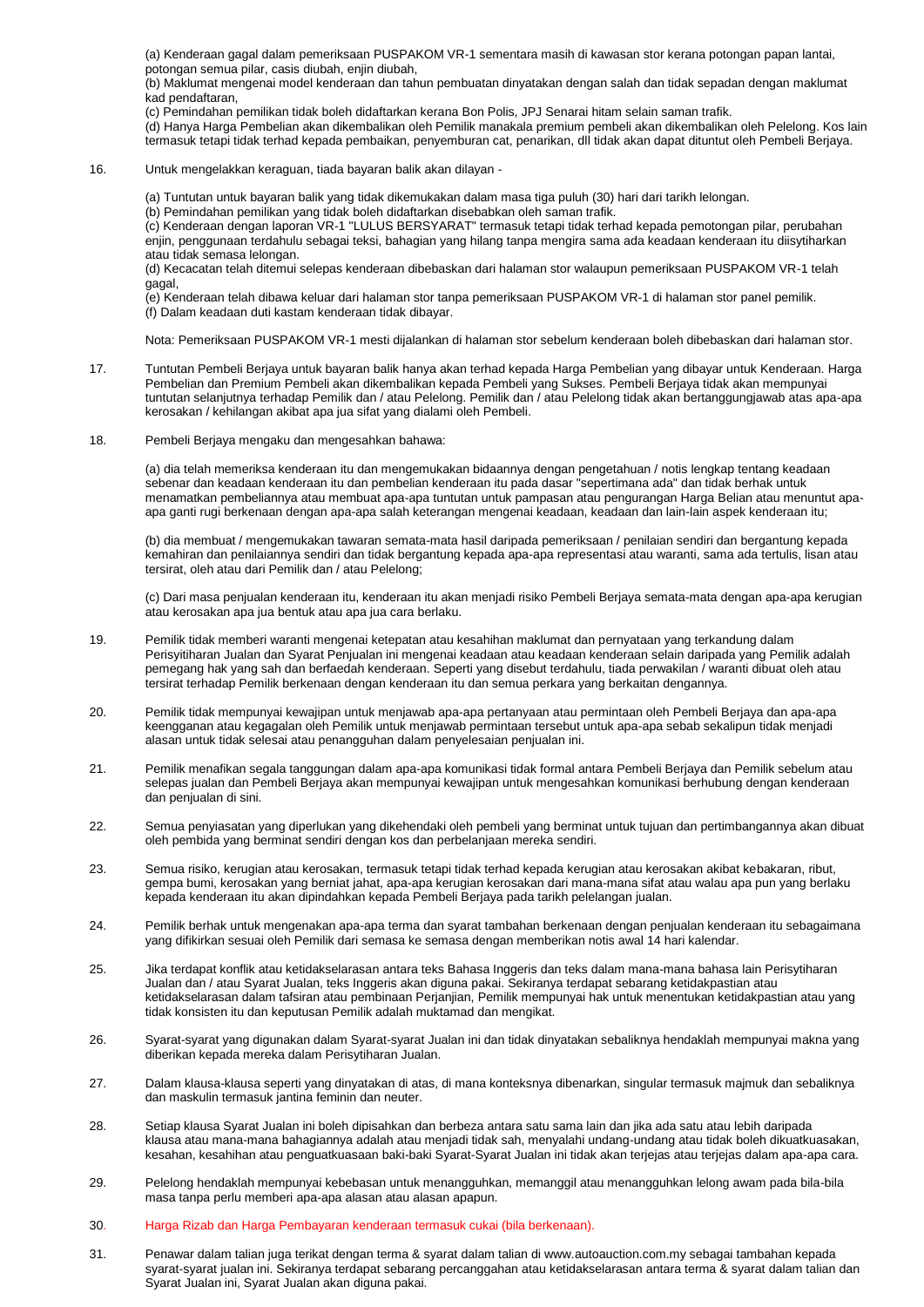(a) Kenderaan gagal dalam pemeriksaan PUSPAKOM VR-1 sementara masih di kawasan stor kerana potongan papan lantai, potongan semua pilar, casis diubah, enjin diubah,
(b) Maklumat mengenai model kenderaan dan tahun pembuatan dinyatakan dengan salah dan tidak sepadan dengan maklumat kad pendaftaran,
(c) Pemindahan pemilikan tidak boleh didaftarkan kerana Bon Polis, JPJ Senarai hitam selain saman trafik.
(d) Hanya Harga Pembelian akan dikembalikan oleh Pemilik manakala premium pembeli akan dikembalikan oleh Pelelong. Kos lain termasuk tetapi tidak terhad kepada pembaikan, penyemburan cat, penarikan, dll tidak akan dapat dituntut oleh Pembeli Berjaya.

16. Untuk mengelakkan keraguan, tiada bayaran balik akan dilayan -

(a) Tuntutan untuk bayaran balik yang tidak dikemukakan dalam masa tiga puluh (30) hari dari tarikh lelongan.
(b) Pemindahan pemilikan yang tidak boleh didaftarkan disebabkan oleh saman trafik.
(c) Kenderaan dengan laporan VR-1 "LULUS BERSYARAT" termasuk tetapi tidak terhad kepada pemotongan pilar, perubahan enjin, penggunaan terdahulu sebagai teksi, bahagian yang hilang tanpa mengira sama ada keadaan kenderaan itu diisytiharkan atau tidak semasa lelongan.
(d) Kecacatan telah ditemui selepas kenderaan dibebaskan dari halaman stor walaupun pemeriksaan PUSPAKOM VR-1 telah gagal,
(e) Kenderaan telah dibawa keluar dari halaman stor tanpa pemeriksaan PUSPAKOM VR-1 di halaman stor panel pemilik.
(f) Dalam keadaan duti kastam kenderaan tidak dibayar.

Nota: Pemeriksaan PUSPAKOM VR-1 mesti dijalankan di halaman stor sebelum kenderaan boleh dibebaskan dari halaman stor.

17. Tuntutan Pembeli Berjaya untuk bayaran balik hanya akan terhad kepada Harga Pembelian yang dibayar untuk Kenderaan. Harga Pembelian dan Premium Pembeli akan dikembalikan kepada Pembeli yang Sukses. Pembeli Berjaya tidak akan mempunyai tuntutan selanjutnya terhadap Pemilik dan / atau Pelelong. Pemilik dan / atau Pelelong tidak akan bertanggungjawab atas apa-apa kerosakan / kehilangan akibat apa jua sifat yang dialami oleh Pembeli.

18. Pembeli Berjaya mengaku dan mengesahkan bahawa:

(a) dia telah memeriksa kenderaan itu dan mengemukakan bidaannya dengan pengetahuan / notis lengkap tentang keadaan sebenar dan keadaan kenderaan itu dan pembelian kenderaan itu pada dasar "sepertimana ada" dan tidak berhak untuk menamatkan pembeliannya atau membuat apa-apa tuntutan untuk pampasan atau pengurangan Harga Belian atau menuntut apa-apa ganti rugi berkenaan dengan apa-apa salah keterangan mengenai keadaan, keadaan dan lain-lain aspek kenderaan itu;

(b) dia membuat / mengemukakan tawaran semata-mata hasil daripada pemeriksaan / penilaian sendiri dan bergantung kepada kemahiran dan penilaiannya sendiri dan tidak bergantung kepada apa-apa representasi atau waranti, sama ada tertulis, lisan atau tersirat, oleh atau dari Pemilik dan / atau Pelelong;

(c) Dari masa penjualan kenderaan itu, kenderaan itu akan menjadi risiko Pembeli Berjaya semata-mata dengan apa-apa kerugian atau kerosakan apa jua bentuk atau apa jua cara berlaku.

19. Pemilik tidak memberi waranti mengenai ketepatan atau kesahihan maklumat dan pernyataan yang terkandung dalam Perisyitiharan Jualan dan Syarat Penjualan ini mengenai keadaan atau keadaan kenderaan selain daripada yang Pemilik adalah pemegang hak yang sah dan berfaedah kenderaan. Seperti yang disebut terdahulu, tiada perwakilan / waranti dibuat oleh atau tersirat terhadap Pemilik berkenaan dengan kenderaan itu dan semua perkara yang berkaitan dengannya.

20. Pemilik tidak mempunyai kewajipan untuk menjawab apa-apa pertanyaan atau permintaan oleh Pembeli Berjaya dan apa-apa keengganan atau kegagalan oleh Pemilik untuk menjawab permintaan tersebut untuk apa-apa sebab sekalipun tidak menjadi alasan untuk tidak selesai atau penangguhan dalam penyelesaian penjualan ini.

21. Pemilik menafikan segala tanggungan dalam apa-apa komunikasi tidak formal antara Pembeli Berjaya dan Pemilik sebelum atau selepas jualan dan Pembeli Berjaya akan mempunyai kewajipan untuk mengesahkan komunikasi berhubung dengan kenderaan dan penjualan di sini.

22. Semua penyiasatan yang diperlukan yang dikehendaki oleh pembeli yang berminat untuk tujuan dan pertimbangannya akan dibuat oleh pembida yang berminat sendiri dengan kos dan perbelanjaan mereka sendiri.

23. Semua risiko, kerugian atau kerosakan, termasuk tetapi tidak terhad kepada kerugian atau kerosakan akibat kebakaran, ribut, gempa bumi, kerosakan yang berniat jahat, apa-apa kerugian kerosakan dari mana-mana sifat atau walau apa pun yang berlaku kepada kenderaan itu akan dipindahkan kepada Pembeli Berjaya pada tarikh pelelangan jualan.

24. Pemilik berhak untuk mengenakan apa-apa terma dan syarat tambahan berkenaan dengan penjualan kenderaan itu sebagaimana yang difikirkan sesuai oleh Pemilik dari semasa ke semasa dengan memberikan notis awal 14 hari kalendar.

25. Jika terdapat konflik atau ketidakselarasan antara teks Bahasa Inggeris dan teks dalam mana-mana bahasa lain Perisytiharan Jualan dan / atau Syarat Jualan, teks Inggeris akan diguna pakai. Sekiranya terdapat sebarang ketidakpastian atau ketidakselarasan dalam tafsiran atau pembinaan Perjanjian, Pemilik mempunyai hak untuk menentukan ketidakpastian atau yang tidak konsisten itu dan keputusan Pemilik adalah muktamad dan mengikat.

26. Syarat-syarat yang digunakan dalam Syarat-syarat Jualan ini dan tidak dinyatakan sebaliknya hendaklah mempunyai makna yang diberikan kepada mereka dalam Perisytiharan Jualan.

27. Dalam klausa-klausa seperti yang dinyatakan di atas, di mana konteksnya dibenarkan, singular termasuk majmuk dan sebaliknya dan maskulin termasuk jantina feminin dan neuter.

28. Setiap klausa Syarat Jualan ini boleh dipisahkan dan berbeza antara satu sama lain dan jika ada satu atau lebih daripada klausa atau mana-mana bahagiannya adalah atau menjadi tidak sah, menyalahi undang-undang atau tidak boleh dikuatkuasakan, kesahan, kesahihan atau penguatkuasaan baki-baki Syarat-Syarat Jualan ini tidak akan terjejas atau terjejas dalam apa-apa cara.

29. Pelelong hendaklah mempunyai kebebasan untuk menangguhkan, memanggil atau menangguhkan lelong awam pada bila-bila masa tanpa perlu memberi apa-apa alasan atau alasan apapun.

30. Harga Rizab dan Harga Pembayaran kenderaan termasuk cukai (bila berkenaan).

31. Penawar dalam talian juga terikat dengan terma & syarat dalam talian di www.autoauction.com.my sebagai tambahan kepada syarat-syarat jualan ini. Sekiranya terdapat sebarang percanggahan atau ketidakselarasan antara terma & syarat dalam talian dan Syarat Jualan ini, Syarat Jualan akan diguna pakai.